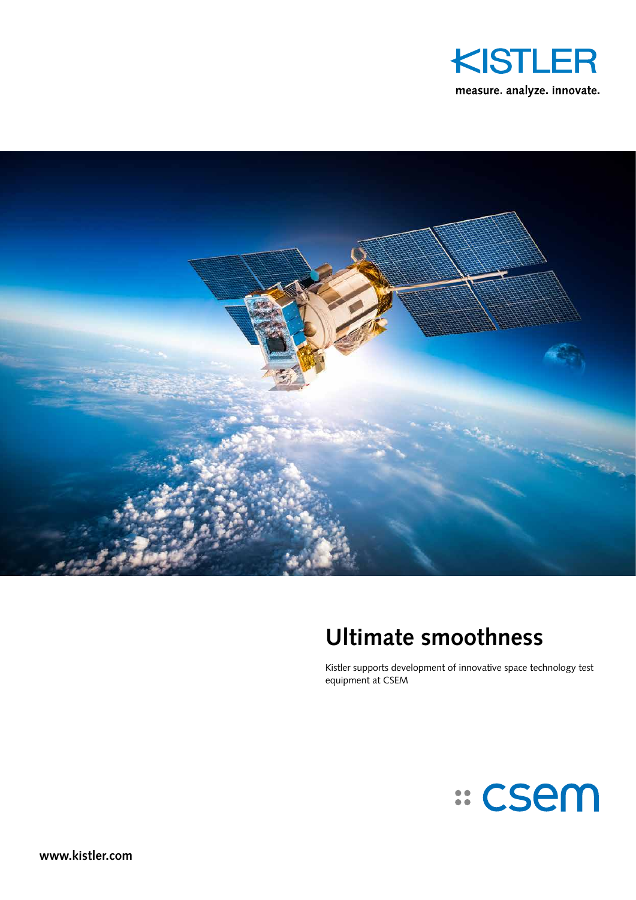KISTLER

measure. analyze. innovate.

# Ultimate smoothness

Kistler supports development of innovative space technology test equipment at CSEM

csem

www.kistler.com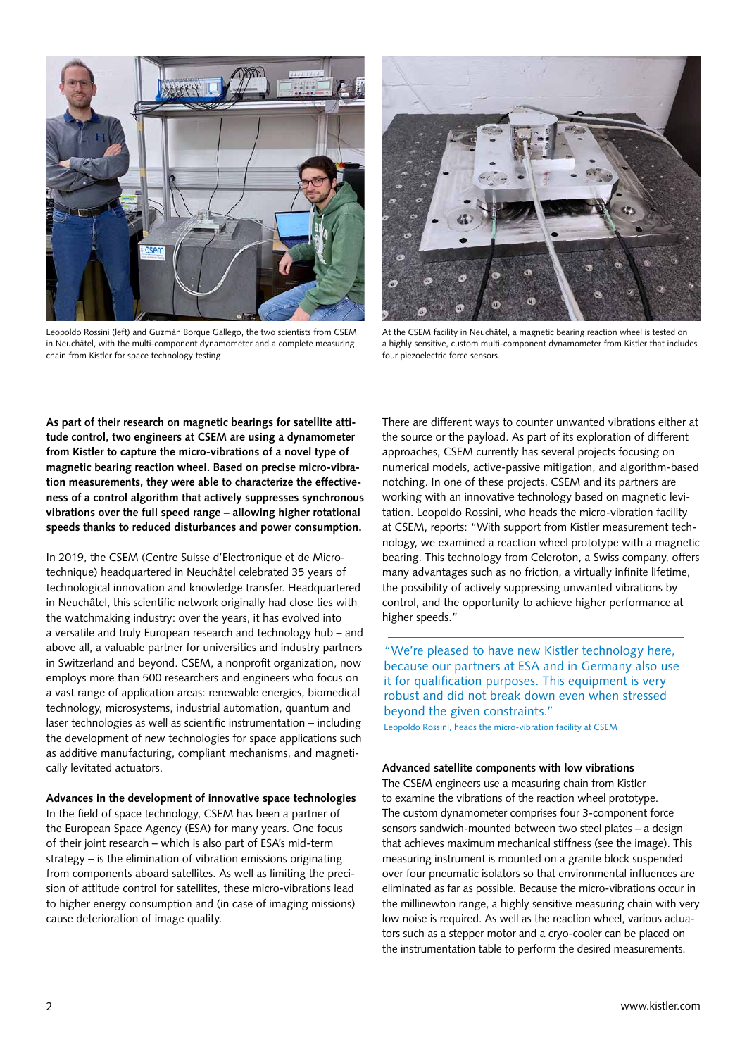Leopoldo Rossini (left) and Guzmán Borque Gallego, the two scientists from CSEM in Neuchâtel, with the multi-component dynamometer and a complete measuring chain from Kistler for space technology testing

At the CSEM facility in Neuchâtel, a magnetic bearing reaction wheel is tested on a highly sensitive, custom multi-component dynamometer from Kistler that includes four piezoelectric force sensors.

**As part of their research on magnetic bearings for satellite attitude control, two engineers at CSEM are using a dynamometer from Kistler to capture the micro-vibrations of a novel type of magnetic bearing reaction wheel. Based on precise micro-vibration measurements, they were able to characterize the effectiveness of a control algorithm that actively suppresses synchronous vibrations over the full speed range – allowing higher rotational speeds thanks to reduced disturbances and power consumption.**

In 2019, the CSEM (Centre Suisse d'Electronique et de Microtechnique) headquartered in Neuchâtel celebrated 35 years of technological innovation and knowledge transfer. Headquartered in Neuchâtel, this scientific network originally had close ties with the watchmaking industry: over the years, it has evolved into a versatile and truly European research and technology hub – and above all, a valuable partner for universities and industry partners in Switzerland and beyond. CSEM, a nonprofit organization, now employs more than 500 researchers and engineers who focus on a vast range of application areas: renewable energies, biomedical technology, microsystems, industrial automation, quantum and laser technologies as well as scientific instrumentation – including the development of new technologies for space applications such as additive manufacturing, compliant mechanisms, and magnetically levitated actuators.

**Advances in the development of innovative space technologies**

In the field of space technology, CSEM has been a partner of the European Space Agency (ESA) for many years. One focus of their joint research – which is also part of ESA's mid-term strategy – is the elimination of vibration emissions originating from components aboard satellites. As well as limiting the precision of attitude control for satellites, these micro-vibrations lead to higher energy consumption and (in case of imaging missions) cause deterioration of image quality.

There are different ways to counter unwanted vibrations either at the source or the payload. As part of its exploration of different approaches, CSEM currently has several projects focusing on numerical models, active-passive mitigation, and algorithm-based notching. In one of these projects, CSEM and its partners are working with an innovative technology based on magnetic levitation. Leopoldo Rossini, who heads the micro-vibration facility at CSEM, reports: "With support from Kistler measurement technology, we examined a reaction wheel prototype with a magnetic bearing. This technology from Celeroton, a Swiss company, offers many advantages such as no friction, a virtually infinite lifetime, the possibility of actively suppressing unwanted vibrations by control, and the opportunity to achieve higher performance at higher speeds."

> "We're pleased to have new Kistler technology here, because our partners at ESA and in Germany also use it for qualification purposes. This equipment is very robust and did not break down even when stressed beyond the given constraints."
>
> Leopoldo Rossini, heads the micro-vibration facility at CSEM

**Advanced satellite components with low vibrations**

The CSEM engineers use a measuring chain from Kistler to examine the vibrations of the reaction wheel prototype. The custom dynamometer comprises four 3-component force sensors sandwich-mounted between two steel plates – a design that achieves maximum mechanical stiffness (see the image). This measuring instrument is mounted on a granite block suspended over four pneumatic isolators so that environmental influences are eliminated as far as possible. Because the micro-vibrations occur in the millinewton range, a highly sensitive measuring chain with very low noise is required. As well as the reaction wheel, various actuators such as a stepper motor and a cryo-cooler can be placed on the instrumentation table to perform the desired measurements.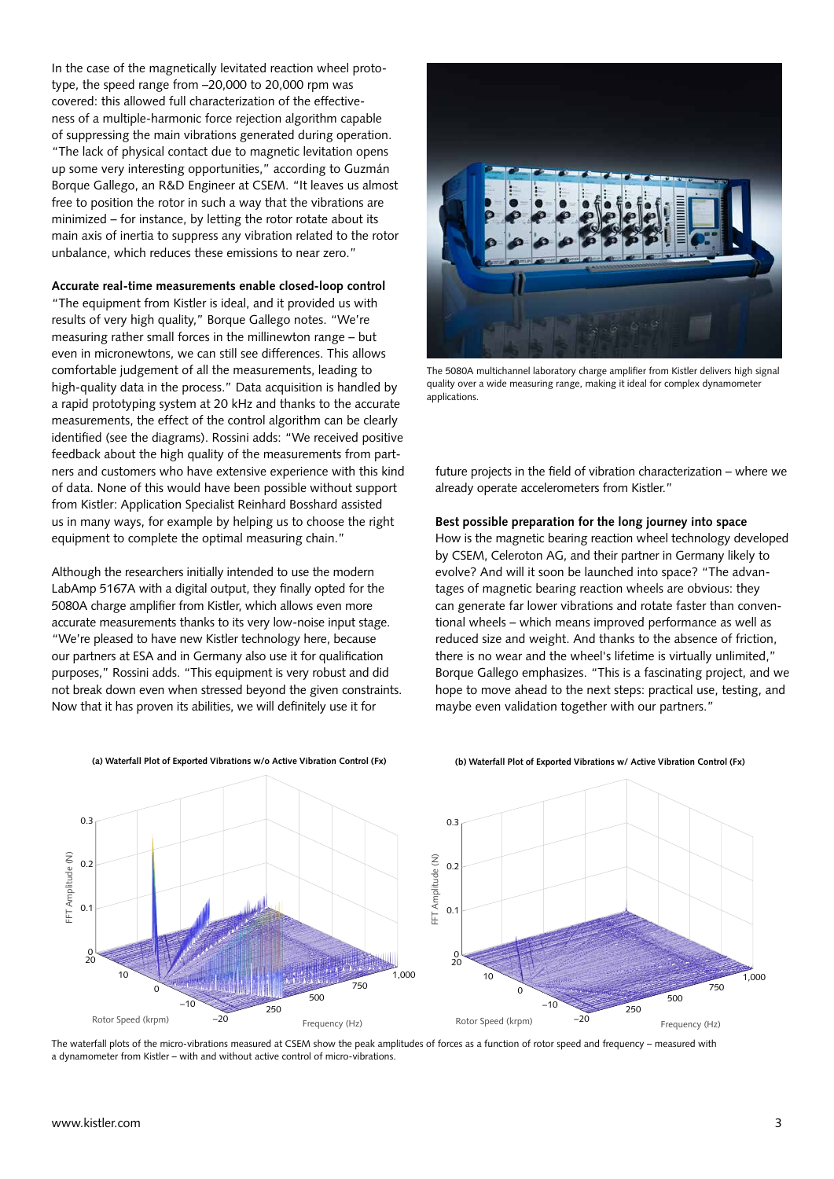In the case of the magnetically levitated reaction wheel prototype, the speed range from –20,000 to 20,000 rpm was covered: this allowed full characterization of the effectiveness of a multiple-harmonic force rejection algorithm capable of suppressing the main vibrations generated during operation. "The lack of physical contact due to magnetic levitation opens up some very interesting opportunities," according to Guzmán Borque Gallego, an R&D Engineer at CSEM. "It leaves us almost free to position the rotor in such a way that the vibrations are minimized – for instance, by letting the rotor rotate about its main axis of inertia to suppress any vibration related to the rotor unbalance, which reduces these emissions to near zero."

**Accurate real-time measurements enable closed-loop control**

"The equipment from Kistler is ideal, and it provided us with results of very high quality," Borque Gallego notes. "We're measuring rather small forces in the millinewton range – but even in micronewtons, we can still see differences. This allows comfortable judgement of all the measurements, leading to high-quality data in the process." Data acquisition is handled by a rapid prototyping system at 20 kHz and thanks to the accurate measurements, the effect of the control algorithm can be clearly identified (see the diagrams). Rossini adds: "We received positive feedback about the high quality of the measurements from partners and customers who have extensive experience with this kind of data. None of this would have been possible without support from Kistler: Application Specialist Reinhard Bosshard assisted us in many ways, for example by helping us to choose the right equipment to complete the optimal measuring chain."

Although the researchers initially intended to use the modern LabAmp 5167A with a digital output, they finally opted for the 5080A charge amplifier from Kistler, which allows even more accurate measurements thanks to its very low-noise input stage. "We're pleased to have new Kistler technology here, because our partners at ESA and in Germany also use it for qualification purposes," Rossini adds. "This equipment is very robust and did not break down even when stressed beyond the given constraints. Now that it has proven its abilities, we will definitely use it for future projects in the field of vibration characterization – where we already operate accelerometers from Kistler."

The 5080A multichannel laboratory charge amplifier from Kistler delivers high signal quality over a wide measuring range, making it ideal for complex dynamometer applications.

**Best possible preparation for the long journey into space**

How is the magnetic bearing reaction wheel technology developed by CSEM, Celeroton AG, and their partner in Germany likely to evolve? And will it soon be launched into space? "The advantages of magnetic bearing reaction wheels are obvious: they can generate far lower vibrations and rotate faster than conventional wheels – which means improved performance as well as reduced size and weight. And thanks to the absence of friction, there is no wear and the wheel's lifetime is virtually unlimited," Borque Gallego emphasizes. "This is a fascinating project, and we hope to move ahead to the next steps: practical use, testing, and maybe even validation together with our partners."

(a) Waterfall Plot of Exported Vibrations w/o Active Vibration Control (Fx)

(b) Waterfall Plot of Exported Vibrations w/ Active Vibration Control (Fx)

The waterfall plots of the micro-vibrations measured at CSEM show the peak amplitudes of forces as a function of rotor speed and frequency – measured with a dynamometer from Kistler – with and without active control of micro-vibrations.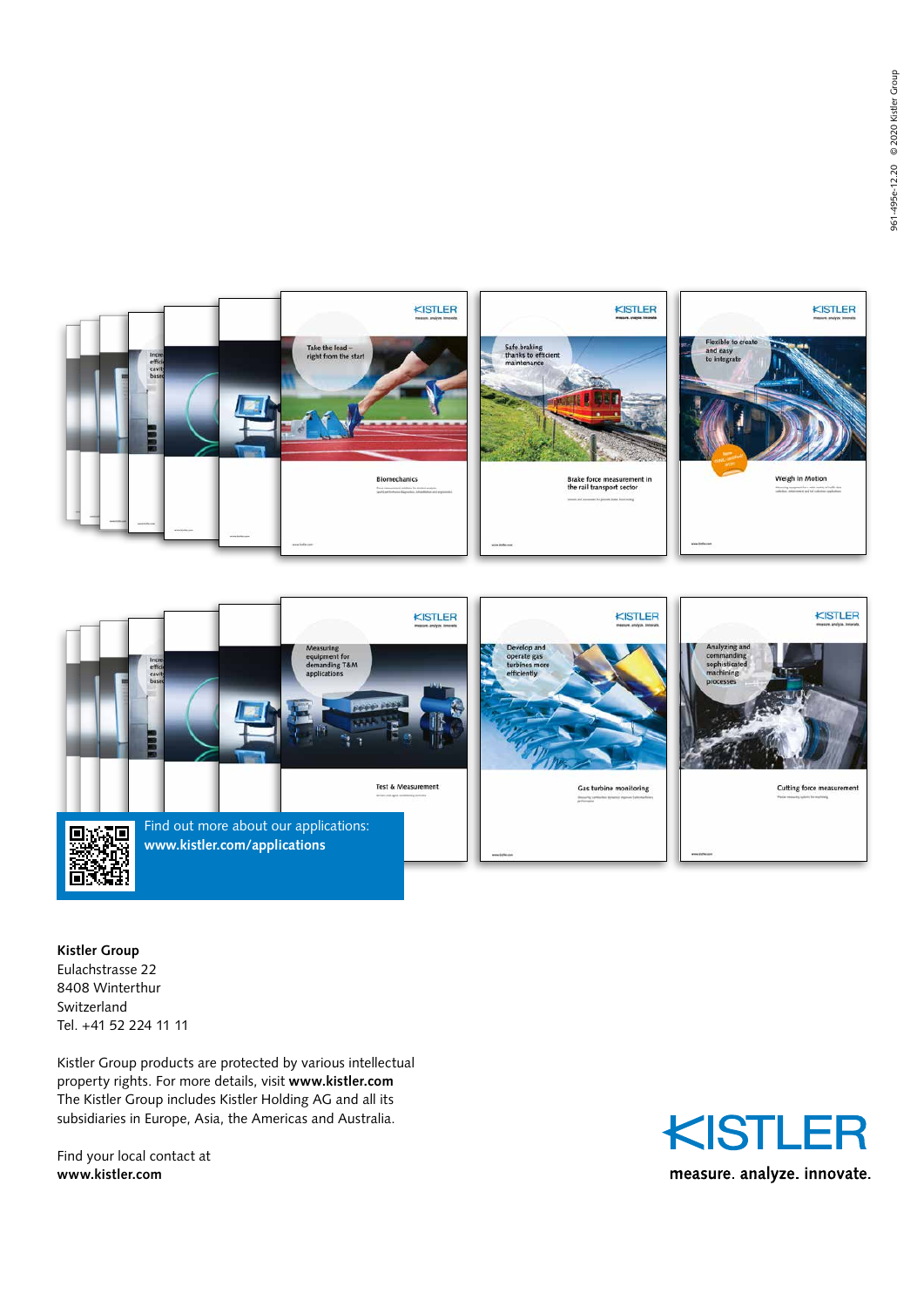Find out more about our applications:
**www.kistler.com/applications**

**Kistler Group**
Eulachstrasse 22
8408 Winterthur
Switzerland
Tel. +41 52 224 11 11

Kistler Group products are protected by various intellectual property rights. For more details, visit **www.kistler.com**
The Kistler Group includes Kistler Holding AG and all its subsidiaries in Europe, Asia, the Americas and Australia.

Find your local contact at
**www.kistler.com**

KISTLER
measure. analyze. innovate.

961-495e-12.20 © 2020 Kistler Group